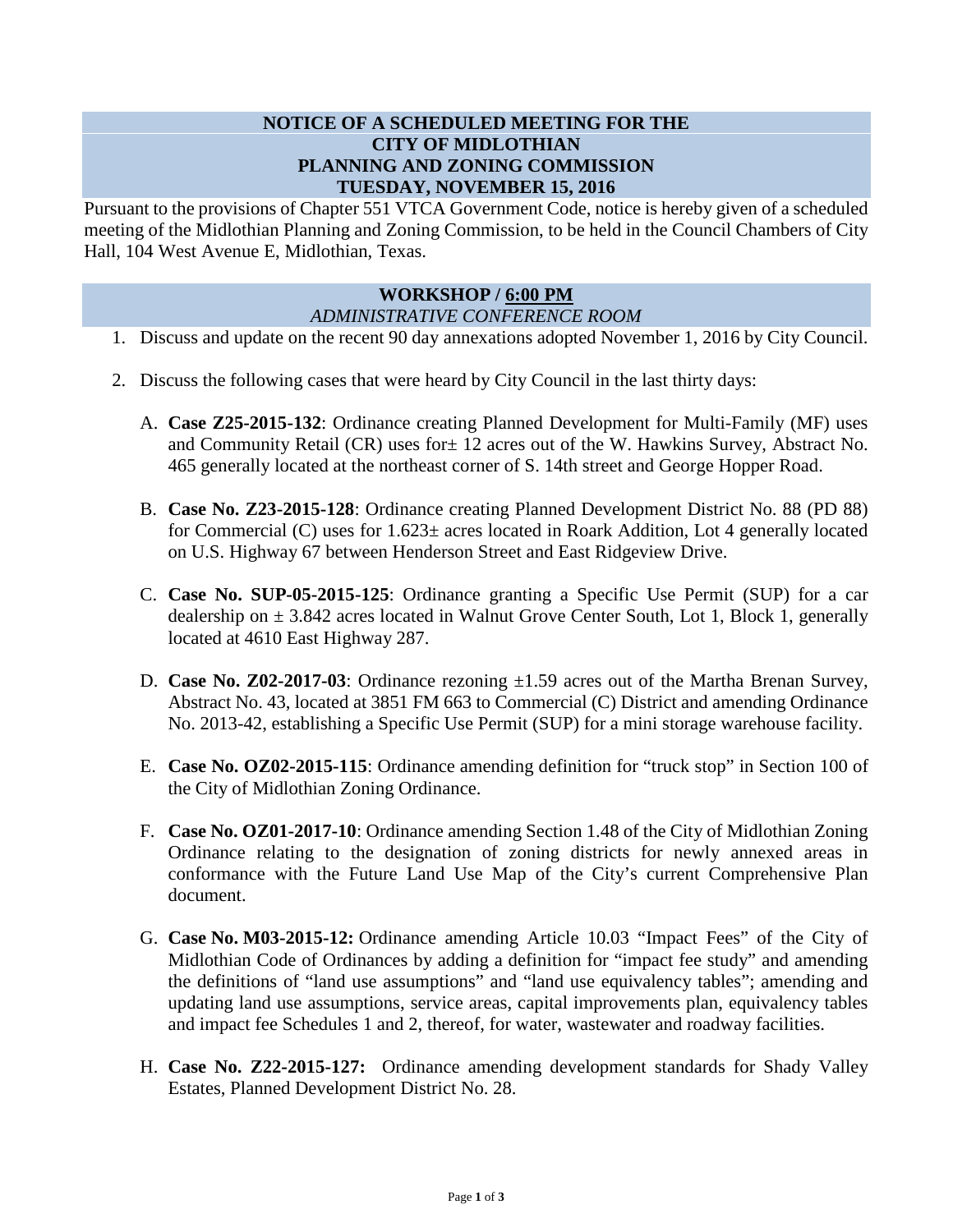# NOTICE OF A SCHEDULED MEETING FOR THE CITY OF MIDLOTHIAN PLANNING AND ZONING COMMISSION TUESDAY, NOVEMBER 15, 2016

Pursuant to the provisions of Chapter 551 VTCA Government Code, notice is hereby given of a scheduled meeting of the Midlothian Planning and Zoning Commission, to be held in the Council Chambers of City Hall, 104 West Avenue E, Midlothian, Texas.

## WORKSHOP / 6:00 PM

*ADMINISTRATIVE CONFERENCE ROOM*

1. Discuss and update on the recent 90 day annexations adopted November 1, 2016 by City Council.

2. Discuss the following cases that were heard by City Council in the last thirty days:

   A. **Case Z25-2015-132**: Ordinance creating Planned Development for Multi-Family (MF) uses and Community Retail (CR) uses for± 12 acres out of the W. Hawkins Survey, Abstract No. 465 generally located at the northeast corner of S. 14th street and George Hopper Road.

   B. **Case No. Z23-2015-128**: Ordinance creating Planned Development District No. 88 (PD 88) for Commercial (C) uses for 1.623± acres located in Roark Addition, Lot 4 generally located on U.S. Highway 67 between Henderson Street and East Ridgeview Drive.

   C. **Case No. SUP-05-2015-125**: Ordinance granting a Specific Use Permit (SUP) for a car dealership on ± 3.842 acres located in Walnut Grove Center South, Lot 1, Block 1, generally located at 4610 East Highway 287.

   D. **Case No. Z02-2017-03**: Ordinance rezoning ±1.59 acres out of the Martha Brenan Survey, Abstract No. 43, located at 3851 FM 663 to Commercial (C) District and amending Ordinance No. 2013-42, establishing a Specific Use Permit (SUP) for a mini storage warehouse facility.

   E. **Case No. OZ02-2015-115**: Ordinance amending definition for "truck stop" in Section 100 of the City of Midlothian Zoning Ordinance.

   F. **Case No. OZ01-2017-10**: Ordinance amending Section 1.48 of the City of Midlothian Zoning Ordinance relating to the designation of zoning districts for newly annexed areas in conformance with the Future Land Use Map of the City's current Comprehensive Plan document.

   G. **Case No. M03-2015-12:** Ordinance amending Article 10.03 "Impact Fees" of the City of Midlothian Code of Ordinances by adding a definition for "impact fee study" and amending the definitions of "land use assumptions" and "land use equivalency tables"; amending and updating land use assumptions, service areas, capital improvements plan, equivalency tables and impact fee Schedules 1 and 2, thereof, for water, wastewater and roadway facilities.

   H. **Case No. Z22-2015-127:** Ordinance amending development standards for Shady Valley Estates, Planned Development District No. 28.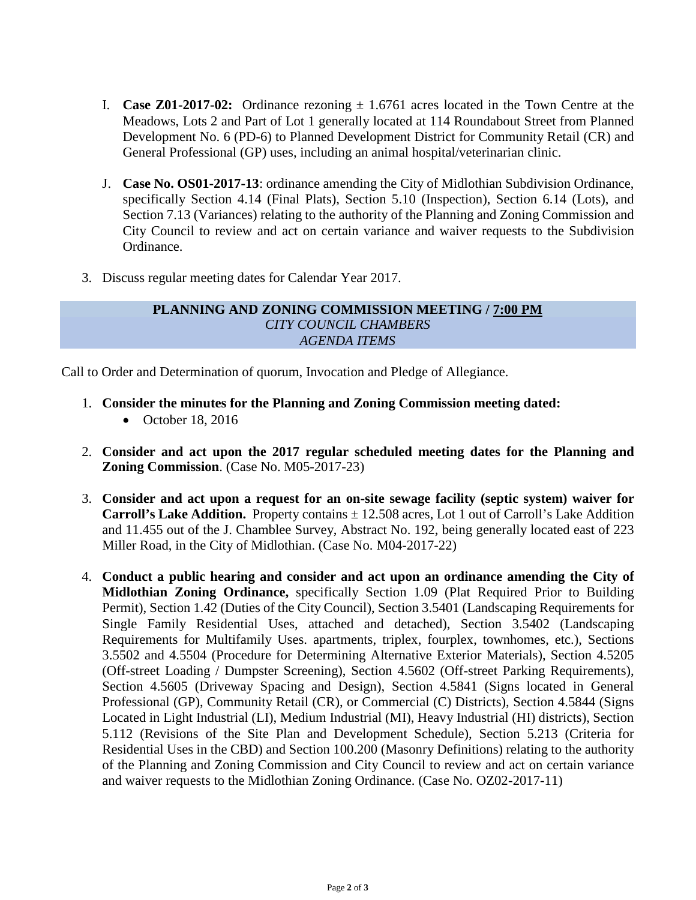I. **Case Z01-2017-02:** Ordinance rezoning ± 1.6761 acres located in the Town Centre at the Meadows, Lots 2 and Part of Lot 1 generally located at 114 Roundabout Street from Planned Development No. 6 (PD-6) to Planned Development District for Community Retail (CR) and General Professional (GP) uses, including an animal hospital/veterinarian clinic.

J. **Case No. OS01-2017-13**: ordinance amending the City of Midlothian Subdivision Ordinance, specifically Section 4.14 (Final Plats), Section 5.10 (Inspection), Section 6.14 (Lots), and Section 7.13 (Variances) relating to the authority of the Planning and Zoning Commission and City Council to review and act on certain variance and waiver requests to the Subdivision Ordinance.

3. Discuss regular meeting dates for Calendar Year 2017.

**PLANNING AND ZONING COMMISSION MEETING / 7:00 PM**
*CITY COUNCIL CHAMBERS*
*AGENDA ITEMS*

Call to Order and Determination of quorum, Invocation and Pledge of Allegiance.

1. **Consider the minutes for the Planning and Zoning Commission meeting dated:**
   - October 18, 2016

2. **Consider and act upon the 2017 regular scheduled meeting dates for the Planning and Zoning Commission**. (Case No. M05-2017-23)

3. **Consider and act upon a request for an on-site sewage facility (septic system) waiver for Carroll's Lake Addition.** Property contains ± 12.508 acres, Lot 1 out of Carroll's Lake Addition and 11.455 out of the J. Chamblee Survey, Abstract No. 192, being generally located east of 223 Miller Road, in the City of Midlothian. (Case No. M04-2017-22)

4. **Conduct a public hearing and consider and act upon an ordinance amending the City of Midlothian Zoning Ordinance,** specifically Section 1.09 (Plat Required Prior to Building Permit), Section 1.42 (Duties of the City Council), Section 3.5401 (Landscaping Requirements for Single Family Residential Uses, attached and detached), Section 3.5402 (Landscaping Requirements for Multifamily Uses. apartments, triplex, fourplex, townhomes, etc.), Sections 3.5502 and 4.5504 (Procedure for Determining Alternative Exterior Materials), Section 4.5205 (Off-street Loading / Dumpster Screening), Section 4.5602 (Off-street Parking Requirements), Section 4.5605 (Driveway Spacing and Design), Section 4.5841 (Signs located in General Professional (GP), Community Retail (CR), or Commercial (C) Districts), Section 4.5844 (Signs Located in Light Industrial (LI), Medium Industrial (MI), Heavy Industrial (HI) districts), Section 5.112 (Revisions of the Site Plan and Development Schedule), Section 5.213 (Criteria for Residential Uses in the CBD) and Section 100.200 (Masonry Definitions) relating to the authority of the Planning and Zoning Commission and City Council to review and act on certain variance and waiver requests to the Midlothian Zoning Ordinance. (Case No. OZ02-2017-11)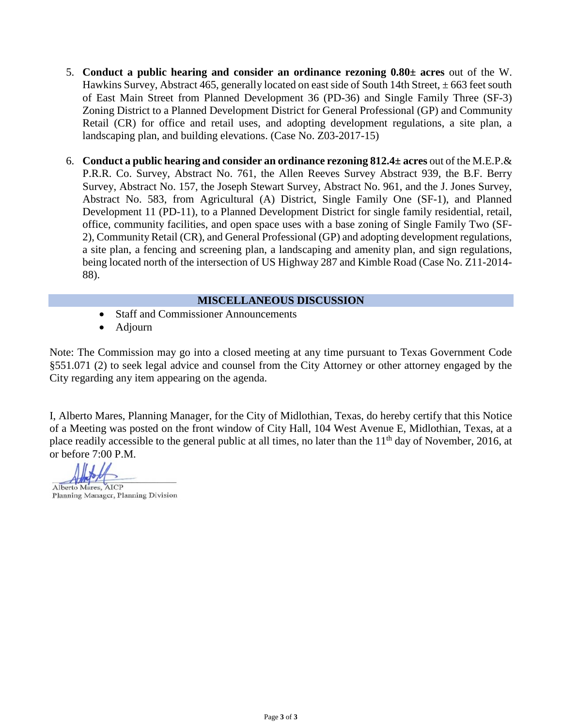5. **Conduct a public hearing and consider an ordinance rezoning 0.80± acres** out of the W. Hawkins Survey, Abstract 465, generally located on east side of South 14th Street, ± 663 feet south of East Main Street from Planned Development 36 (PD-36) and Single Family Three (SF-3) Zoning District to a Planned Development District for General Professional (GP) and Community Retail (CR) for office and retail uses, and adopting development regulations, a site plan, a landscaping plan, and building elevations. (Case No. Z03-2017-15)

6. **Conduct a public hearing and consider an ordinance rezoning 812.4± acres** out of the M.E.P.& P.R.R. Co. Survey, Abstract No. 761, the Allen Reeves Survey Abstract 939, the B.F. Berry Survey, Abstract No. 157, the Joseph Stewart Survey, Abstract No. 961, and the J. Jones Survey, Abstract No. 583, from Agricultural (A) District, Single Family One (SF-1), and Planned Development 11 (PD-11), to a Planned Development District for single family residential, retail, office, community facilities, and open space uses with a base zoning of Single Family Two (SF-2), Community Retail (CR), and General Professional (GP) and adopting development regulations, a site plan, a fencing and screening plan, a landscaping and amenity plan, and sign regulations, being located north of the intersection of US Highway 287 and Kimble Road (Case No. Z11-2014-88).

## MISCELLANEOUS DISCUSSION

- Staff and Commissioner Announcements
- Adjourn

Note: The Commission may go into a closed meeting at any time pursuant to Texas Government Code §551.071 (2) to seek legal advice and counsel from the City Attorney or other attorney engaged by the City regarding any item appearing on the agenda.

I, Alberto Mares, Planning Manager, for the City of Midlothian, Texas, do hereby certify that this Notice of a Meeting was posted on the front window of City Hall, 104 West Avenue E, Midlothian, Texas, at a place readily accessible to the general public at all times, no later than the 11th day of November, 2016, at or before 7:00 P.M.

Alberto Mares, AICP
Planning Manager, Planning Division